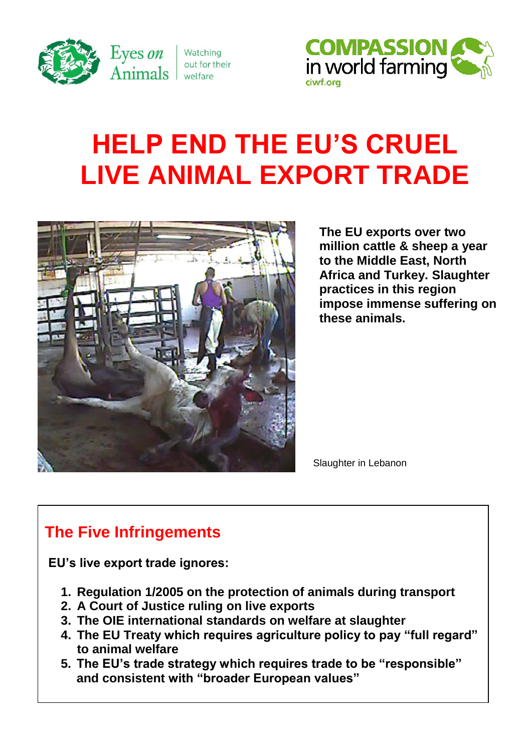Eyes on Animals — Watching out for their welfare

COMPASSION in world farming — ciwf.org

# HELP END THE EU'S CRUEL LIVE ANIMAL EXPORT TRADE

**The EU exports over two million cattle & sheep a year to the Middle East, North Africa and Turkey. Slaughter practices in this region impose immense suffering on these animals.**

Slaughter in Lebanon

## The Five Infringements

**EU's live export trade ignores:**

1. **Regulation 1/2005 on the protection of animals during transport**
2. **A Court of Justice ruling on live exports**
3. **The OIE international standards on welfare at slaughter**
4. **The EU Treaty which requires agriculture policy to pay "full regard" to animal welfare**
5. **The EU's trade strategy which requires trade to be "responsible" and consistent with "broader European values"**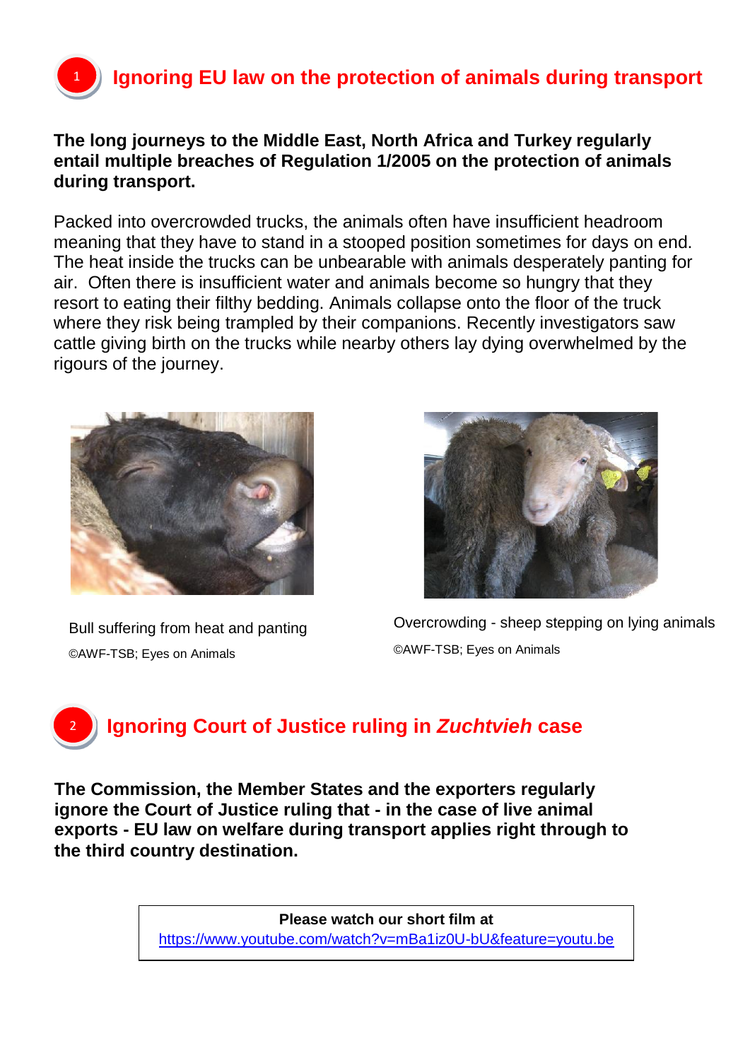## 1 Ignoring EU law on the protection of animals during transport

**The long journeys to the Middle East, North Africa and Turkey regularly entail multiple breaches of Regulation 1/2005 on the protection of animals during transport.**

Packed into overcrowded trucks, the animals often have insufficient headroom meaning that they have to stand in a stooped position sometimes for days on end. The heat inside the trucks can be unbearable with animals desperately panting for air. Often there is insufficient water and animals become so hungry that they resort to eating their filthy bedding. Animals collapse onto the floor of the truck where they risk being trampled by their companions. Recently investigators saw cattle giving birth on the trucks while nearby others lay dying overwhelmed by the rigours of the journey.

Bull suffering from heat and panting
©AWF-TSB; Eyes on Animals

Overcrowding - sheep stepping on lying animals
©AWF-TSB; Eyes on Animals

## 2 Ignoring Court of Justice ruling in *Zuchtvieh* case

**The Commission, the Member States and the exporters regularly ignore the Court of Justice ruling that - in the case of live animal exports - EU law on welfare during transport applies right through to the third country destination.**

**Please watch our short film at**
https://www.youtube.com/watch?v=mBa1iz0U-bU&feature=youtu.be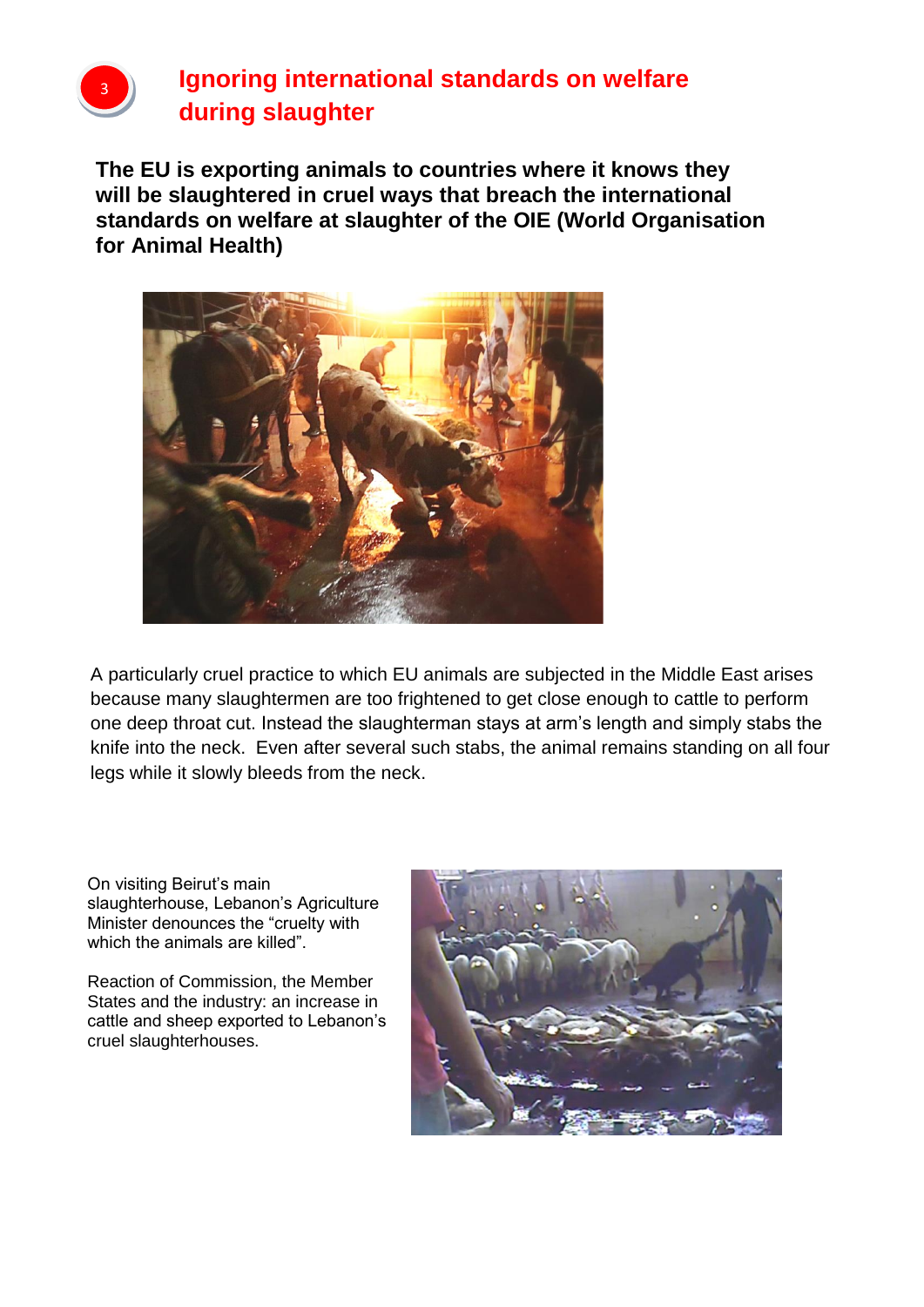## 3 Ignoring international standards on welfare during slaughter

**The EU is exporting animals to countries where it knows they will be slaughtered in cruel ways that breach the international standards on welfare at slaughter of the OIE (World Organisation for Animal Health)**

A particularly cruel practice to which EU animals are subjected in the Middle East arises because many slaughtermen are too frightened to get close enough to cattle to perform one deep throat cut. Instead the slaughterman stays at arm's length and simply stabs the knife into the neck. Even after several such stabs, the animal remains standing on all four legs while it slowly bleeds from the neck.

On visiting Beirut's main slaughterhouse, Lebanon's Agriculture Minister denounces the "cruelty with which the animals are killed".

Reaction of Commission, the Member States and the industry: an increase in cattle and sheep exported to Lebanon's cruel slaughterhouses.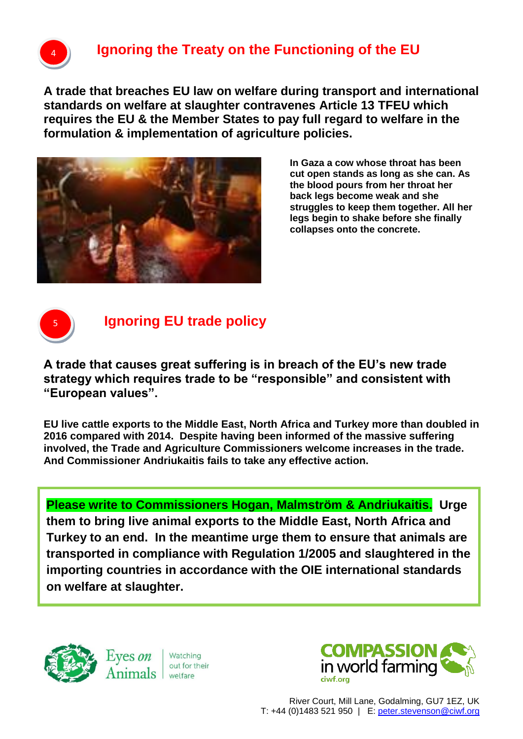## 4 Ignoring the Treaty on the Functioning of the EU

**A trade that breaches EU law on welfare during transport and international standards on welfare at slaughter contravenes Article 13 TFEU which requires the EU & the Member States to pay full regard to welfare in the formulation & implementation of agriculture policies.**

**In Gaza a cow whose throat has been cut open stands as long as she can. As the blood pours from her throat her back legs become weak and she struggles to keep them together. All her legs begin to shake before she finally collapses onto the concrete.**

## 5 Ignoring EU trade policy

**A trade that causes great suffering is in breach of the EU's new trade strategy which requires trade to be "responsible" and consistent with "European values".**

**EU live cattle exports to the Middle East, North Africa and Turkey more than doubled in 2016 compared with 2014. Despite having been informed of the massive suffering involved, the Trade and Agriculture Commissioners welcome increases in the trade. And Commissioner Andriukaitis fails to take any effective action.**

**Please write to Commissioners Hogan, Malmström & Andriukaitis. Urge them to bring live animal exports to the Middle East, North Africa and Turkey to an end. In the meantime urge them to ensure that animals are transported in compliance with Regulation 1/2005 and slaughtered in the importing countries in accordance with the OIE international standards on welfare at slaughter.**

Eyes on Animals | Watching out for their welfare

COMPASSION in world farming
ciwf.org

River Court, Mill Lane, Godalming, GU7 1EZ, UK
T: +44 (0)1483 521 950 | E: peter.stevenson@ciwf.org